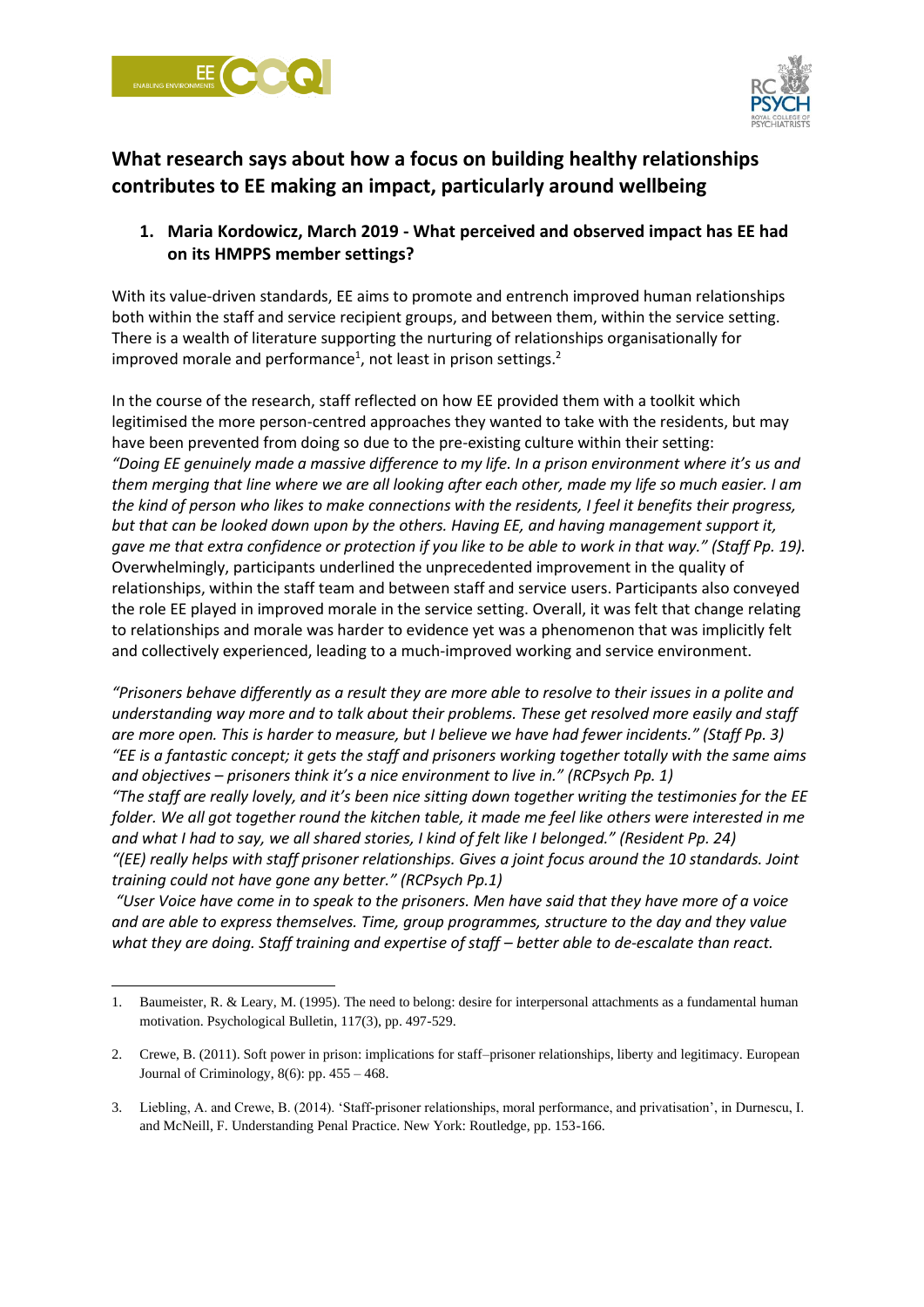## What research says about how a focus on building healthy relationships contributes to EE making an impact, particularly around wellbeing

### 1. Maria Kordowicz, March 2019 - What perceived and observed impact has EE had on its HMPPS member settings?

With its value-driven standards, EE aims to promote and entrench improved human relationships both within the staff and service recipient groups, and between them, within the service setting. There is a wealth of literature supporting the nurturing of relationships organisationally for improved morale and performance[1], not least in prison settings.[2]

In the course of the research, staff reflected on how EE provided them with a toolkit which legitimised the more person-centred approaches they wanted to take with the residents, but may have been prevented from doing so due to the pre-existing culture within their setting:
*"Doing EE genuinely made a massive difference to my life. In a prison environment where it's us and them merging that line where we are all looking after each other, made my life so much easier. I am the kind of person who likes to make connections with the residents, I feel it benefits their progress, but that can be looked down upon by the others. Having EE, and having management support it, gave me that extra confidence or protection if you like to be able to work in that way." (Staff Pp. 19).*
Overwhelmingly, participants underlined the unprecedented improvement in the quality of relationships, within the staff team and between staff and service users. Participants also conveyed the role EE played in improved morale in the service setting. Overall, it was felt that change relating to relationships and morale was harder to evidence yet was a phenomenon that was implicitly felt and collectively experienced, leading to a much-improved working and service environment.

*"Prisoners behave differently as a result they are more able to resolve to their issues in a polite and understanding way more and to talk about their problems. These get resolved more easily and staff are more open. This is harder to measure, but I believe we have had fewer incidents." (Staff Pp. 3)*
*"EE is a fantastic concept; it gets the staff and prisoners working together totally with the same aims and objectives – prisoners think it's a nice environment to live in." (RCPsych Pp. 1)*
*"The staff are really lovely, and it's been nice sitting down together writing the testimonies for the EE folder. We all got together round the kitchen table, it made me feel like others were interested in me and what I had to say, we all shared stories, I kind of felt like I belonged." (Resident Pp. 24)*
*"(EE) really helps with staff prisoner relationships. Gives a joint focus around the 10 standards. Joint training could not have gone any better." (RCPsych Pp.1)*
*"User Voice have come in to speak to the prisoners. Men have said that they have more of a voice and are able to express themselves. Time, group programmes, structure to the day and they value what they are doing. Staff training and expertise of staff – better able to de-escalate than react.*

---

1. Baumeister, R. & Leary, M. (1995). The need to belong: desire for interpersonal attachments as a fundamental human motivation. Psychological Bulletin, 117(3), pp. 497-529.
2. Crewe, B. (2011). Soft power in prison: implications for staff–prisoner relationships, liberty and legitimacy. European Journal of Criminology, 8(6): pp. 455 – 468.
3. Liebling, A. and Crewe, B. (2014). 'Staff-prisoner relationships, moral performance, and privatisation', in Durnescu, I. and McNeill, F. Understanding Penal Practice. New York: Routledge, pp. 153-166.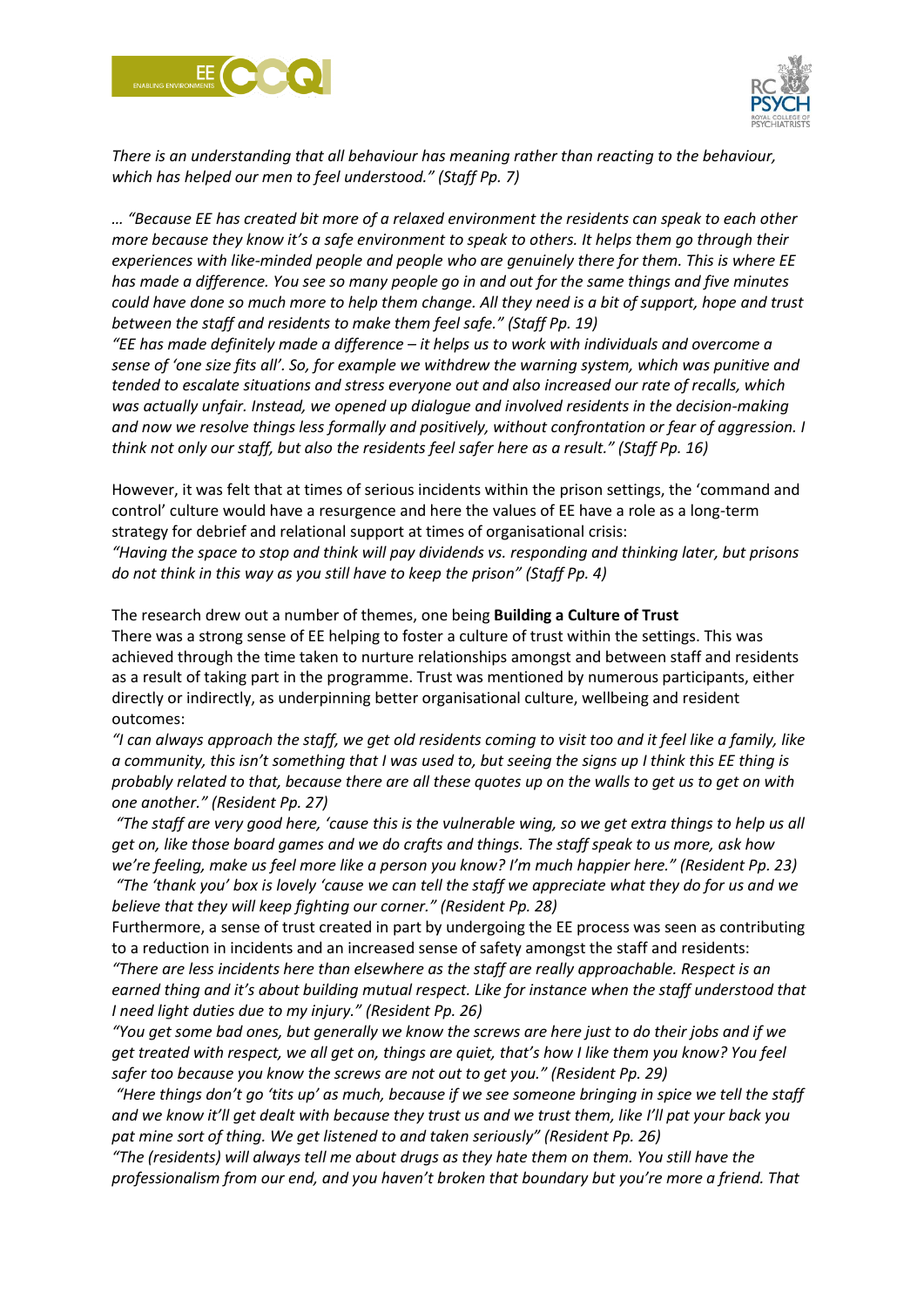*There is an understanding that all behaviour has meaning rather than reacting to the behaviour, which has helped our men to feel understood." (Staff Pp. 7)*

*… "Because EE has created bit more of a relaxed environment the residents can speak to each other more because they know it's a safe environment to speak to others. It helps them go through their experiences with like-minded people and people who are genuinely there for them. This is where EE has made a difference. You see so many people go in and out for the same things and five minutes could have done so much more to help them change. All they need is a bit of support, hope and trust between the staff and residents to make them feel safe." (Staff Pp. 19)*
*"EE has made definitely made a difference – it helps us to work with individuals and overcome a sense of 'one size fits all'. So, for example we withdrew the warning system, which was punitive and tended to escalate situations and stress everyone out and also increased our rate of recalls, which was actually unfair. Instead, we opened up dialogue and involved residents in the decision-making and now we resolve things less formally and positively, without confrontation or fear of aggression. I think not only our staff, but also the residents feel safer here as a result." (Staff Pp. 16)*

However, it was felt that at times of serious incidents within the prison settings, the 'command and control' culture would have a resurgence and here the values of EE have a role as a long-term strategy for debrief and relational support at times of organisational crisis:
*"Having the space to stop and think will pay dividends vs. responding and thinking later, but prisons do not think in this way as you still have to keep the prison" (Staff Pp. 4)*

The research drew out a number of themes, one being **Building a Culture of Trust**
There was a strong sense of EE helping to foster a culture of trust within the settings. This was achieved through the time taken to nurture relationships amongst and between staff and residents as a result of taking part in the programme. Trust was mentioned by numerous participants, either directly or indirectly, as underpinning better organisational culture, wellbeing and resident outcomes:
*"I can always approach the staff, we get old residents coming to visit too and it feel like a family, like a community, this isn't something that I was used to, but seeing the signs up I think this EE thing is probably related to that, because there are all these quotes up on the walls to get us to get on with one another." (Resident Pp. 27)*
*"The staff are very good here, 'cause this is the vulnerable wing, so we get extra things to help us all get on, like those board games and we do crafts and things. The staff speak to us more, ask how we're feeling, make us feel more like a person you know? I'm much happier here." (Resident Pp. 23)*
*"The 'thank you' box is lovely 'cause we can tell the staff we appreciate what they do for us and we believe that they will keep fighting our corner." (Resident Pp. 28)*
Furthermore, a sense of trust created in part by undergoing the EE process was seen as contributing to a reduction in incidents and an increased sense of safety amongst the staff and residents:
*"There are less incidents here than elsewhere as the staff are really approachable. Respect is an earned thing and it's about building mutual respect. Like for instance when the staff understood that I need light duties due to my injury." (Resident Pp. 26)*
*"You get some bad ones, but generally we know the screws are here just to do their jobs and if we get treated with respect, we all get on, things are quiet, that's how I like them you know? You feel safer too because you know the screws are not out to get you." (Resident Pp. 29)*
*"Here things don't go 'tits up' as much, because if we see someone bringing in spice we tell the staff and we know it'll get dealt with because they trust us and we trust them, like I'll pat your back you pat mine sort of thing. We get listened to and taken seriously" (Resident Pp. 26)*
*"The (residents) will always tell me about drugs as they hate them on them. You still have the professionalism from our end, and you haven't broken that boundary but you're more a friend. That*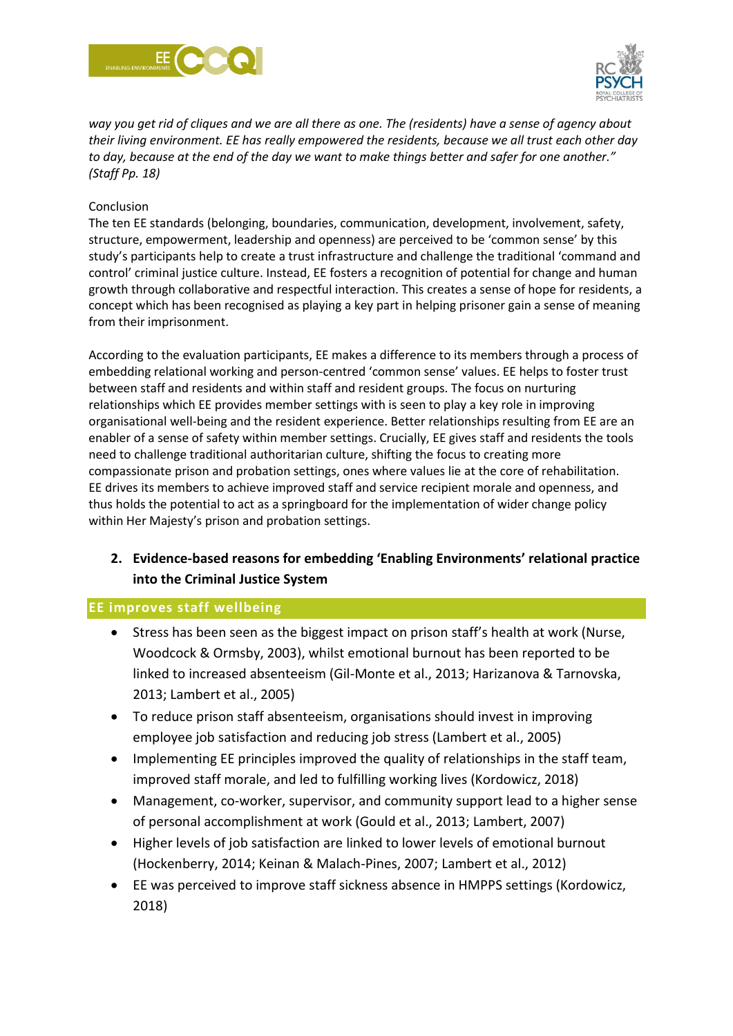*way you get rid of cliques and we are all there as one. The (residents) have a sense of agency about their living environment. EE has really empowered the residents, because we all trust each other day to day, because at the end of the day we want to make things better and safer for one another." (Staff Pp. 18)*

Conclusion

The ten EE standards (belonging, boundaries, communication, development, involvement, safety, structure, empowerment, leadership and openness) are perceived to be 'common sense' by this study's participants help to create a trust infrastructure and challenge the traditional 'command and control' criminal justice culture. Instead, EE fosters a recognition of potential for change and human growth through collaborative and respectful interaction. This creates a sense of hope for residents, a concept which has been recognised as playing a key part in helping prisoner gain a sense of meaning from their imprisonment.

According to the evaluation participants, EE makes a difference to its members through a process of embedding relational working and person-centred 'common sense' values. EE helps to foster trust between staff and residents and within staff and resident groups. The focus on nurturing relationships which EE provides member settings with is seen to play a key role in improving organisational well-being and the resident experience. Better relationships resulting from EE are an enabler of a sense of safety within member settings. Crucially, EE gives staff and residents the tools need to challenge traditional authoritarian culture, shifting the focus to creating more compassionate prison and probation settings, ones where values lie at the core of rehabilitation. EE drives its members to achieve improved staff and service recipient morale and openness, and thus holds the potential to act as a springboard for the implementation of wider change policy within Her Majesty's prison and probation settings.

## 2. Evidence-based reasons for embedding 'Enabling Environments' relational practice into the Criminal Justice System

### EE improves staff wellbeing

- Stress has been seen as the biggest impact on prison staff's health at work (Nurse, Woodcock & Ormsby, 2003), whilst emotional burnout has been reported to be linked to increased absenteeism (Gil-Monte et al., 2013; Harizanova & Tarnovska, 2013; Lambert et al., 2005)
- To reduce prison staff absenteeism, organisations should invest in improving employee job satisfaction and reducing job stress (Lambert et al., 2005)
- Implementing EE principles improved the quality of relationships in the staff team, improved staff morale, and led to fulfilling working lives (Kordowicz, 2018)
- Management, co-worker, supervisor, and community support lead to a higher sense of personal accomplishment at work (Gould et al., 2013; Lambert, 2007)
- Higher levels of job satisfaction are linked to lower levels of emotional burnout (Hockenberry, 2014; Keinan & Malach-Pines, 2007; Lambert et al., 2012)
- EE was perceived to improve staff sickness absence in HMPPS settings (Kordowicz, 2018)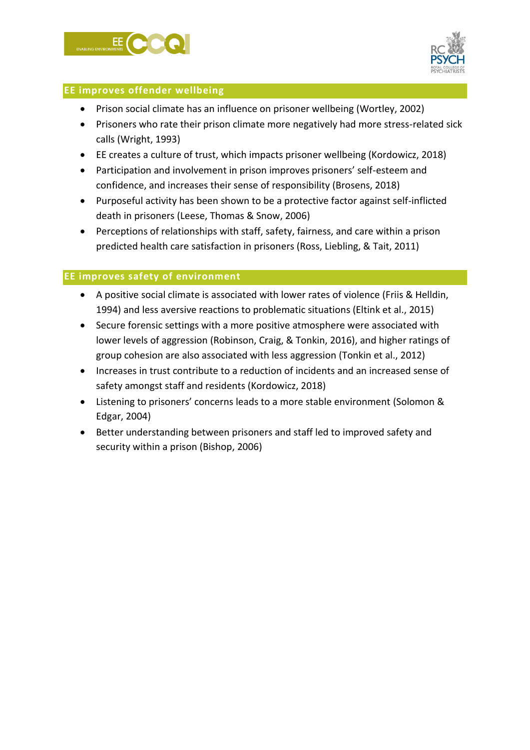## EE improves offender wellbeing

- Prison social climate has an influence on prisoner wellbeing (Wortley, 2002)
- Prisoners who rate their prison climate more negatively had more stress-related sick calls (Wright, 1993)
- EE creates a culture of trust, which impacts prisoner wellbeing (Kordowicz, 2018)
- Participation and involvement in prison improves prisoners' self-esteem and confidence, and increases their sense of responsibility (Brosens, 2018)
- Purposeful activity has been shown to be a protective factor against self-inflicted death in prisoners (Leese, Thomas & Snow, 2006)
- Perceptions of relationships with staff, safety, fairness, and care within a prison predicted health care satisfaction in prisoners (Ross, Liebling, & Tait, 2011)

## EE improves safety of environment

- A positive social climate is associated with lower rates of violence (Friis & Helldin, 1994) and less aversive reactions to problematic situations (Eltink et al., 2015)
- Secure forensic settings with a more positive atmosphere were associated with lower levels of aggression (Robinson, Craig, & Tonkin, 2016), and higher ratings of group cohesion are also associated with less aggression (Tonkin et al., 2012)
- Increases in trust contribute to a reduction of incidents and an increased sense of safety amongst staff and residents (Kordowicz, 2018)
- Listening to prisoners' concerns leads to a more stable environment (Solomon & Edgar, 2004)
- Better understanding between prisoners and staff led to improved safety and security within a prison (Bishop, 2006)